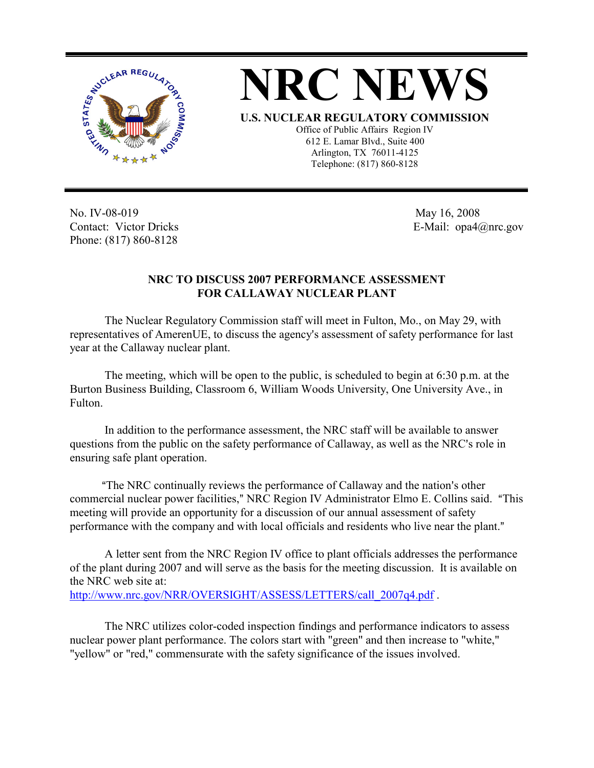# NRC NEWS

**U.S. NUCLEAR REGULATORY COMMISSION**

Office of Public Affairs Region IV
612 E. Lamar Blvd., Suite 400
Arlington, TX 76011-4125
Telephone: (817) 860-8128

No. IV-08-019
Contact: Victor Dricks
Phone: (817) 860-8128

May 16, 2008
E-Mail: opa4@nrc.gov

## NRC TO DISCUSS 2007 PERFORMANCE ASSESSMENT FOR CALLAWAY NUCLEAR PLANT

The Nuclear Regulatory Commission staff will meet in Fulton, Mo., on May 29, with representatives of AmerenUE, to discuss the agency's assessment of safety performance for last year at the Callaway nuclear plant.

The meeting, which will be open to the public, is scheduled to begin at 6:30 p.m. at the Burton Business Building, Classroom 6, William Woods University, One University Ave., in Fulton.

In addition to the performance assessment, the NRC staff will be available to answer questions from the public on the safety performance of Callaway, as well as the NRC's role in ensuring safe plant operation.

"The NRC continually reviews the performance of Callaway and the nation's other commercial nuclear power facilities," NRC Region IV Administrator Elmo E. Collins said. "This meeting will provide an opportunity for a discussion of our annual assessment of safety performance with the company and with local officials and residents who live near the plant."

A letter sent from the NRC Region IV office to plant officials addresses the performance of the plant during 2007 and will serve as the basis for the meeting discussion. It is available on the NRC web site at:
http://www.nrc.gov/NRR/OVERSIGHT/ASSESS/LETTERS/call_2007q4.pdf .

The NRC utilizes color-coded inspection findings and performance indicators to assess nuclear power plant performance. The colors start with "green" and then increase to "white," "yellow" or "red," commensurate with the safety significance of the issues involved.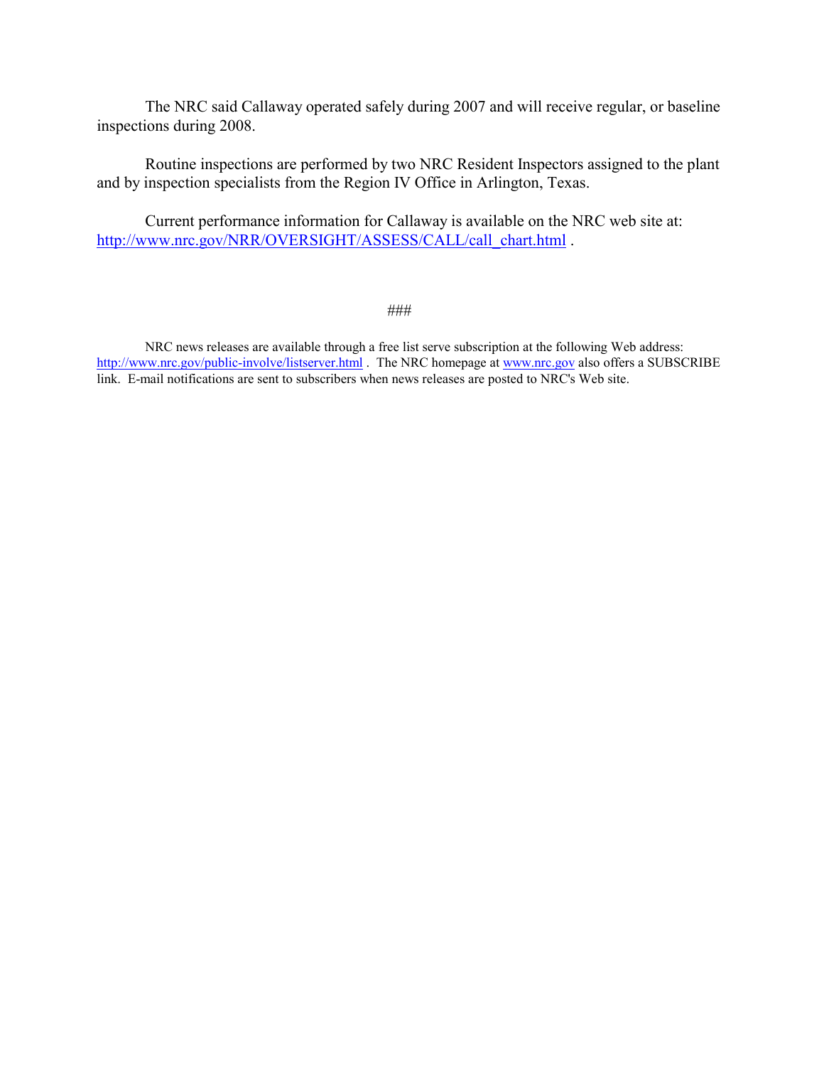The NRC said Callaway operated safely during 2007 and will receive regular, or baseline inspections during 2008.

Routine inspections are performed by two NRC Resident Inspectors assigned to the plant and by inspection specialists from the Region IV Office in Arlington, Texas.

Current performance information for Callaway is available on the NRC web site at: http://www.nrc.gov/NRR/OVERSIGHT/ASSESS/CALL/call_chart.html .

###

NRC news releases are available through a free list serve subscription at the following Web address: http://www.nrc.gov/public-involve/listserver.html . The NRC homepage at www.nrc.gov also offers a SUBSCRIBE link. E-mail notifications are sent to subscribers when news releases are posted to NRC's Web site.